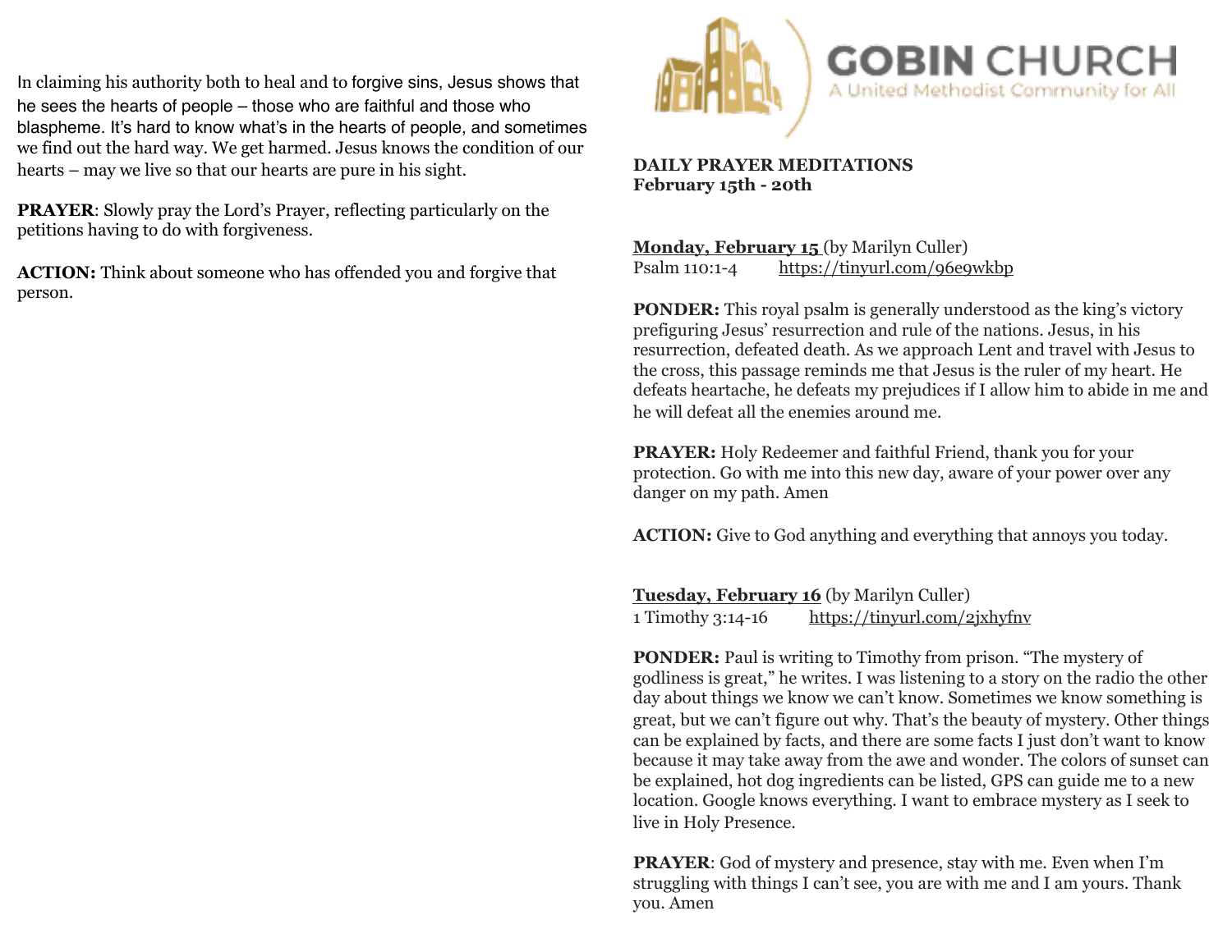In claiming his authority both to heal and to forgive sins, Jesus shows that he sees the hearts of people – those who are faithful and those who blaspheme. It's hard to know what's in the hearts of people, and sometimes we find out the hard way. We get harmed. Jesus knows the condition of our hearts – may we live so that our hearts are pure in his sight.

**PRAYER**: Slowly pray the Lord's Prayer, reflecting particularly on the petitions having to do with forgiveness.

**ACTION:** Think about someone who has offended you and forgive that person.

# GOBIN CHURCH

A United Methodist Community for All

**DAILY PRAYER MEDITATIONS**
**February 15th - 20th**

**Monday, February 15** (by Marilyn Culler)
Psalm 110:1-4 https://tinyurl.com/96e9wkbp

**PONDER:** This royal psalm is generally understood as the king's victory prefiguring Jesus' resurrection and rule of the nations. Jesus, in his resurrection, defeated death. As we approach Lent and travel with Jesus to the cross, this passage reminds me that Jesus is the ruler of my heart. He defeats heartache, he defeats my prejudices if I allow him to abide in me and he will defeat all the enemies around me.

**PRAYER:** Holy Redeemer and faithful Friend, thank you for your protection. Go with me into this new day, aware of your power over any danger on my path. Amen

**ACTION:** Give to God anything and everything that annoys you today.

**Tuesday, February 16** (by Marilyn Culler)
1 Timothy 3:14-16 https://tinyurl.com/2jxhyfnv

**PONDER:** Paul is writing to Timothy from prison. "The mystery of godliness is great," he writes. I was listening to a story on the radio the other day about things we know we can't know. Sometimes we know something is great, but we can't figure out why. That's the beauty of mystery. Other things can be explained by facts, and there are some facts I just don't want to know because it may take away from the awe and wonder. The colors of sunset can be explained, hot dog ingredients can be listed, GPS can guide me to a new location. Google knows everything. I want to embrace mystery as I seek to live in Holy Presence.

**PRAYER**: God of mystery and presence, stay with me. Even when I'm struggling with things I can't see, you are with me and I am yours. Thank you. Amen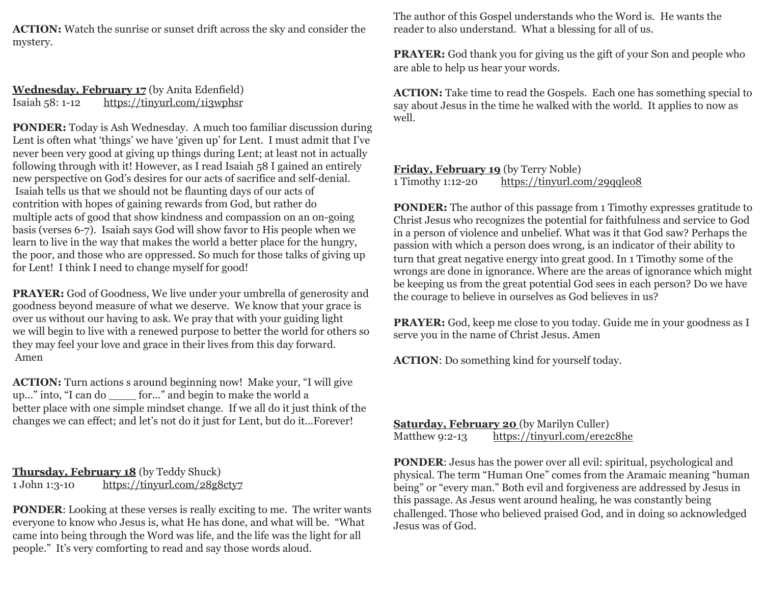**ACTION:** Watch the sunrise or sunset drift across the sky and consider the mystery.

**Wednesday, February 17** (by Anita Edenfield)
Isaiah 58: 1-12 https://tinyurl.com/1i3wphsr

**PONDER:** Today is Ash Wednesday. A much too familiar discussion during Lent is often what 'things' we have 'given up' for Lent. I must admit that I've never been very good at giving up things during Lent; at least not in actually following through with it! However, as I read Isaiah 58 I gained an entirely new perspective on God's desires for our acts of sacrifice and self-denial. Isaiah tells us that we should not be flaunting days of our acts of contrition with hopes of gaining rewards from God, but rather do multiple acts of good that show kindness and compassion on an on-going basis (verses 6-7). Isaiah says God will show favor to His people when we learn to live in the way that makes the world a better place for the hungry, the poor, and those who are oppressed. So much for those talks of giving up for Lent! I think I need to change myself for good!

**PRAYER:** God of Goodness, We live under your umbrella of generosity and goodness beyond measure of what we deserve. We know that your grace is over us without our having to ask. We pray that with your guiding light we will begin to live with a renewed purpose to better the world for others so they may feel your love and grace in their lives from this day forward. Amen

**ACTION:** Turn actions s around beginning now! Make your, "I will give up..." into, "I can do ____ for..." and begin to make the world a better place with one simple mindset change. If we all do it just think of the changes we can effect; and let's not do it just for Lent, but do it...Forever!

**Thursday, February 18** (by Teddy Shuck)
1 John 1:3-10 https://tinyurl.com/28g8cty7

**PONDER**: Looking at these verses is really exciting to me. The writer wants everyone to know who Jesus is, what He has done, and what will be. "What came into being through the Word was life, and the life was the light for all people." It's very comforting to read and say those words aloud.

The author of this Gospel understands who the Word is. He wants the reader to also understand. What a blessing for all of us.

**PRAYER:** God thank you for giving us the gift of your Son and people who are able to help us hear your words.

**ACTION:** Take time to read the Gospels. Each one has something special to say about Jesus in the time he walked with the world. It applies to now as well.

**Friday, February 19** (by Terry Noble)
1 Timothy 1:12-20 https://tinyurl.com/29qqleo8

**PONDER:** The author of this passage from 1 Timothy expresses gratitude to Christ Jesus who recognizes the potential for faithfulness and service to God in a person of violence and unbelief. What was it that God saw? Perhaps the passion with which a person does wrong, is an indicator of their ability to turn that great negative energy into great good. In 1 Timothy some of the wrongs are done in ignorance. Where are the areas of ignorance which might be keeping us from the great potential God sees in each person? Do we have the courage to believe in ourselves as God believes in us?

**PRAYER:** God, keep me close to you today. Guide me in your goodness as I serve you in the name of Christ Jesus. Amen

**ACTION**: Do something kind for yourself today.

**Saturday, February 20** (by Marilyn Culler)
Matthew 9:2-13 https://tinyurl.com/ere2c8he

**PONDER**: Jesus has the power over all evil: spiritual, psychological and physical. The term "Human One" comes from the Aramaic meaning "human being" or "every man." Both evil and forgiveness are addressed by Jesus in this passage. As Jesus went around healing, he was constantly being challenged. Those who believed praised God, and in doing so acknowledged Jesus was of God.